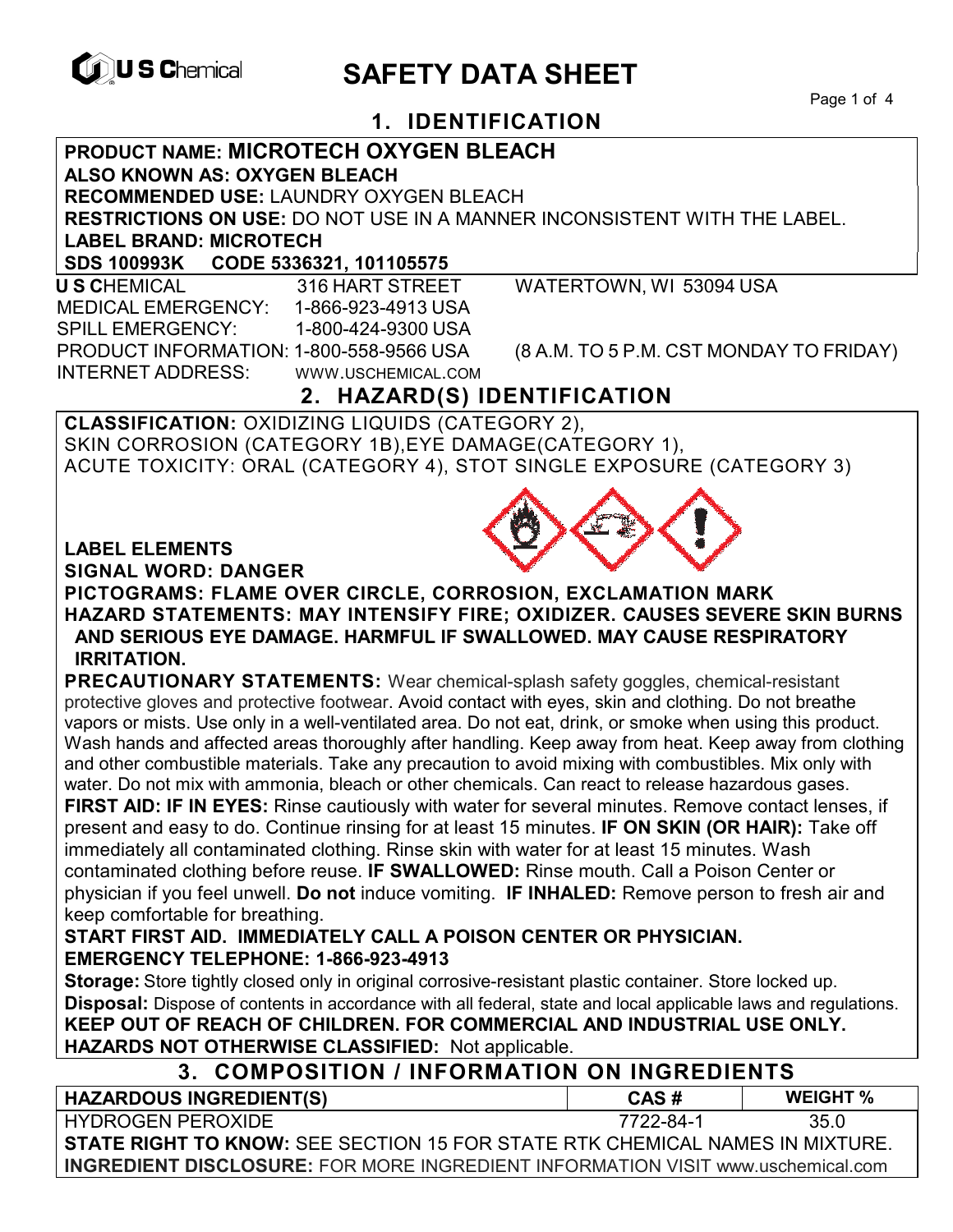U S Chemical

# SAFETY DATA SHEET

## 1. IDENTIFICATION

**PRODUCT NAME: MICROTECH OXYGEN BLEACH**
**ALSO KNOWN AS: OXYGEN BLEACH**
**RECOMMENDED USE:** LAUNDRY OXYGEN BLEACH
**RESTRICTIONS ON USE:** DO NOT USE IN A MANNER INCONSISTENT WITH THE LABEL.
**LABEL BRAND: MICROTECH**
**SDS 100993K CODE 5336321, 101105575**

**U S C**HEMICAL 316 HART STREET WATERTOWN, WI 53094 USA
MEDICAL EMERGENCY: 1-866-923-4913 USA
SPILL EMERGENCY: 1-800-424-9300 USA
PRODUCT INFORMATION: 1-800-558-9566 USA (8 A.M. TO 5 P.M. CST MONDAY TO FRIDAY)
INTERNET ADDRESS: WWW.USCHEMICAL.COM

## 2. HAZARD(S) IDENTIFICATION

**CLASSIFICATION:** OXIDIZING LIQUIDS (CATEGORY 2), SKIN CORROSION (CATEGORY 1B),EYE DAMAGE(CATEGORY 1), ACUTE TOXICITY: ORAL (CATEGORY 4), STOT SINGLE EXPOSURE (CATEGORY 3)

**LABEL ELEMENTS**
**SIGNAL WORD: DANGER**
**PICTOGRAMS: FLAME OVER CIRCLE, CORROSION, EXCLAMATION MARK**
**HAZARD STATEMENTS: MAY INTENSIFY FIRE; OXIDIZER. CAUSES SEVERE SKIN BURNS AND SERIOUS EYE DAMAGE. HARMFUL IF SWALLOWED. MAY CAUSE RESPIRATORY IRRITATION.**

**PRECAUTIONARY STATEMENTS:** Wear chemical-splash safety goggles, chemical-resistant protective gloves and protective footwear. Avoid contact with eyes, skin and clothing. Do not breathe vapors or mists. Use only in a well-ventilated area. Do not eat, drink, or smoke when using this product. Wash hands and affected areas thoroughly after handling. Keep away from heat. Keep away from clothing and other combustible materials. Take any precaution to avoid mixing with combustibles. Mix only with water. Do not mix with ammonia, bleach or other chemicals. Can react to release hazardous gases.

**FIRST AID: IF IN EYES:** Rinse cautiously with water for several minutes. Remove contact lenses, if present and easy to do. Continue rinsing for at least 15 minutes. **IF ON SKIN (OR HAIR):** Take off immediately all contaminated clothing. Rinse skin with water for at least 15 minutes. Wash contaminated clothing before reuse. **IF SWALLOWED:** Rinse mouth. Call a Poison Center or physician if you feel unwell. **Do not** induce vomiting. **IF INHALED:** Remove person to fresh air and keep comfortable for breathing.

**START FIRST AID. IMMEDIATELY CALL A POISON CENTER OR PHYSICIAN.**
**EMERGENCY TELEPHONE: 1-866-923-4913**

**Storage:** Store tightly closed only in original corrosive-resistant plastic container. Store locked up.
**Disposal:** Dispose of contents in accordance with all federal, state and local applicable laws and regulations.
**KEEP OUT OF REACH OF CHILDREN. FOR COMMERCIAL AND INDUSTRIAL USE ONLY.**
**HAZARDS NOT OTHERWISE CLASSIFIED:** Not applicable.

## 3. COMPOSITION / INFORMATION ON INGREDIENTS

| HAZARDOUS INGREDIENT(S) | CAS # | WEIGHT % |
|---|---|---|
| HYDROGEN PEROXIDE | 7722-84-1 | 35.0 |

**STATE RIGHT TO KNOW:** SEE SECTION 15 FOR STATE RTK CHEMICAL NAMES IN MIXTURE.
**INGREDIENT DISCLOSURE:** FOR MORE INGREDIENT INFORMATION VISIT www.uschemical.com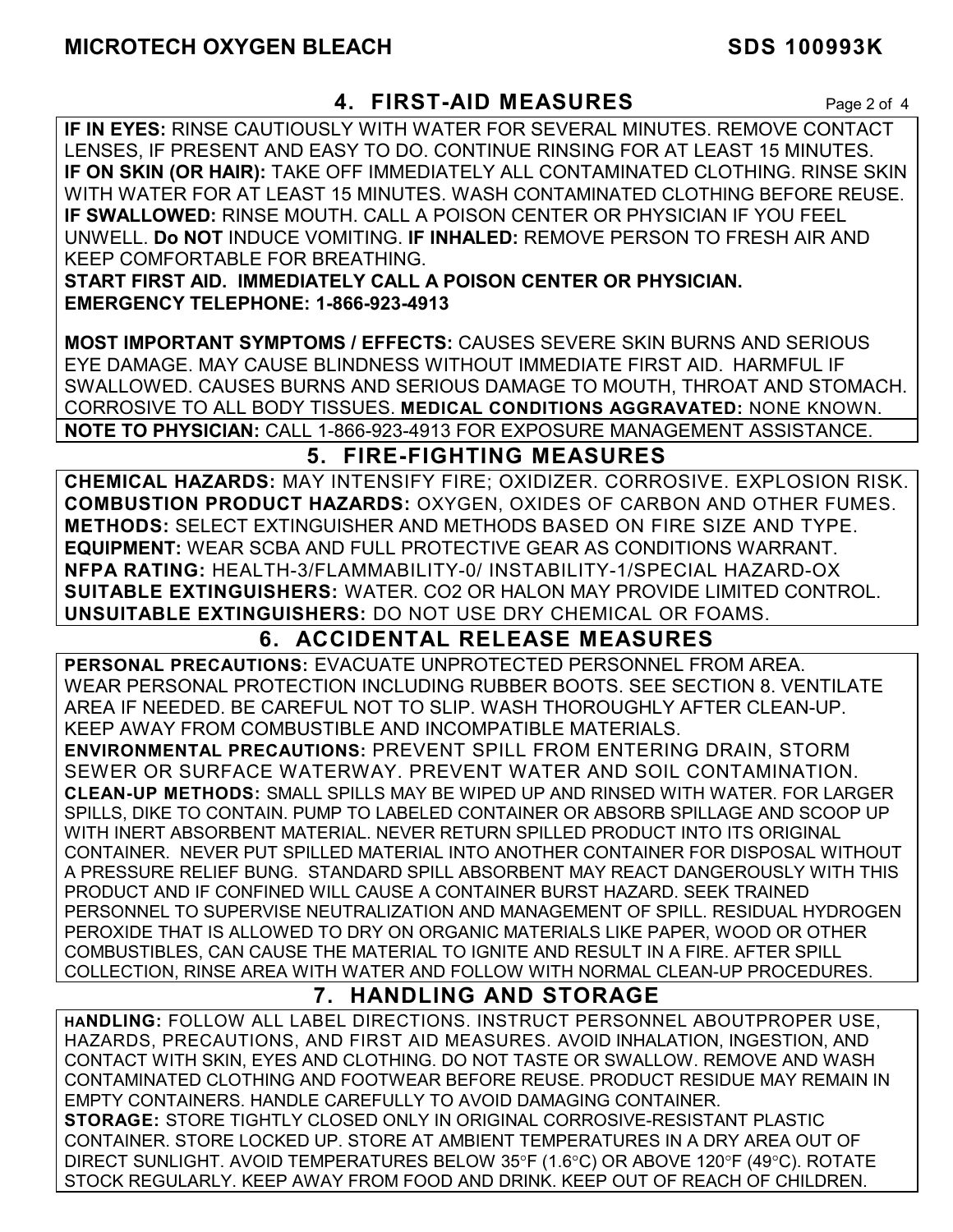## 4. FIRST-AID MEASURES

**IF IN EYES:** RINSE CAUTIOUSLY WITH WATER FOR SEVERAL MINUTES. REMOVE CONTACT LENSES, IF PRESENT AND EASY TO DO. CONTINUE RINSING FOR AT LEAST 15 MINUTES. **IF ON SKIN (OR HAIR):** TAKE OFF IMMEDIATELY ALL CONTAMINATED CLOTHING. RINSE SKIN WITH WATER FOR AT LEAST 15 MINUTES. WASH CONTAMINATED CLOTHING BEFORE REUSE. **IF SWALLOWED:** RINSE MOUTH. CALL A POISON CENTER OR PHYSICIAN IF YOU FEEL UNWELL. **Do NOT** INDUCE VOMITING. **IF INHALED:** REMOVE PERSON TO FRESH AIR AND KEEP COMFORTABLE FOR BREATHING.

**START FIRST AID. IMMEDIATELY CALL A POISON CENTER OR PHYSICIAN.**
**EMERGENCY TELEPHONE: 1-866-923-4913**

**MOST IMPORTANT SYMPTOMS / EFFECTS:** CAUSES SEVERE SKIN BURNS AND SERIOUS EYE DAMAGE. MAY CAUSE BLINDNESS WITHOUT IMMEDIATE FIRST AID. HARMFUL IF SWALLOWED. CAUSES BURNS AND SERIOUS DAMAGE TO MOUTH, THROAT AND STOMACH. CORROSIVE TO ALL BODY TISSUES. **MEDICAL CONDITIONS AGGRAVATED:** NONE KNOWN.

**NOTE TO PHYSICIAN:** CALL 1-866-923-4913 FOR EXPOSURE MANAGEMENT ASSISTANCE.

## 5. FIRE-FIGHTING MEASURES

**CHEMICAL HAZARDS:** MAY INTENSIFY FIRE; OXIDIZER. CORROSIVE. EXPLOSION RISK.
**COMBUSTION PRODUCT HAZARDS:** OXYGEN, OXIDES OF CARBON AND OTHER FUMES.
**METHODS:** SELECT EXTINGUISHER AND METHODS BASED ON FIRE SIZE AND TYPE.
**EQUIPMENT:** WEAR SCBA AND FULL PROTECTIVE GEAR AS CONDITIONS WARRANT.
**NFPA RATING:** HEALTH-3/FLAMMABILITY-0/ INSTABILITY-1/SPECIAL HAZARD-OX
**SUITABLE EXTINGUISHERS:** WATER. CO2 OR HALON MAY PROVIDE LIMITED CONTROL.
**UNSUITABLE EXTINGUISHERS:** DO NOT USE DRY CHEMICAL OR FOAMS.

## 6. ACCIDENTAL RELEASE MEASURES

**PERSONAL PRECAUTIONS:** EVACUATE UNPROTECTED PERSONNEL FROM AREA. WEAR PERSONAL PROTECTION INCLUDING RUBBER BOOTS. SEE SECTION 8. VENTILATE AREA IF NEEDED. BE CAREFUL NOT TO SLIP. WASH THOROUGHLY AFTER CLEAN-UP. KEEP AWAY FROM COMBUSTIBLE AND INCOMPATIBLE MATERIALS.
**ENVIRONMENTAL PRECAUTIONS:** PREVENT SPILL FROM ENTERING DRAIN, STORM SEWER OR SURFACE WATERWAY. PREVENT WATER AND SOIL CONTAMINATION.
**CLEAN-UP METHODS:** SMALL SPILLS MAY BE WIPED UP AND RINSED WITH WATER. FOR LARGER SPILLS, DIKE TO CONTAIN. PUMP TO LABELED CONTAINER OR ABSORB SPILLAGE AND SCOOP UP WITH INERT ABSORBENT MATERIAL. NEVER RETURN SPILLED PRODUCT INTO ITS ORIGINAL CONTAINER. NEVER PUT SPILLED MATERIAL INTO ANOTHER CONTAINER FOR DISPOSAL WITHOUT A PRESSURE RELIEF BUNG. STANDARD SPILL ABSORBENT MAY REACT DANGEROUSLY WITH THIS PRODUCT AND IF CONFINED WILL CAUSE A CONTAINER BURST HAZARD. SEEK TRAINED PERSONNEL TO SUPERVISE NEUTRALIZATION AND MANAGEMENT OF SPILL. RESIDUAL HYDROGEN PEROXIDE THAT IS ALLOWED TO DRY ON ORGANIC MATERIALS LIKE PAPER, WOOD OR OTHER COMBUSTIBLES, CAN CAUSE THE MATERIAL TO IGNITE AND RESULT IN A FIRE. AFTER SPILL COLLECTION, RINSE AREA WITH WATER AND FOLLOW WITH NORMAL CLEAN-UP PROCEDURES.

## 7. HANDLING AND STORAGE

**HANDLING:** FOLLOW ALL LABEL DIRECTIONS. INSTRUCT PERSONNEL ABOUTPROPER USE, HAZARDS, PRECAUTIONS, AND FIRST AID MEASURES. AVOID INHALATION, INGESTION, AND CONTACT WITH SKIN, EYES AND CLOTHING. DO NOT TASTE OR SWALLOW. REMOVE AND WASH CONTAMINATED CLOTHING AND FOOTWEAR BEFORE REUSE. PRODUCT RESIDUE MAY REMAIN IN EMPTY CONTAINERS. HANDLE CAREFULLY TO AVOID DAMAGING CONTAINER.
**STORAGE:** STORE TIGHTLY CLOSED ONLY IN ORIGINAL CORROSIVE-RESISTANT PLASTIC CONTAINER. STORE LOCKED UP. STORE AT AMBIENT TEMPERATURES IN A DRY AREA OUT OF DIRECT SUNLIGHT. AVOID TEMPERATURES BELOW 35°F (1.6°C) OR ABOVE 120°F (49°C). ROTATE STOCK REGULARLY. KEEP AWAY FROM FOOD AND DRINK. KEEP OUT OF REACH OF CHILDREN.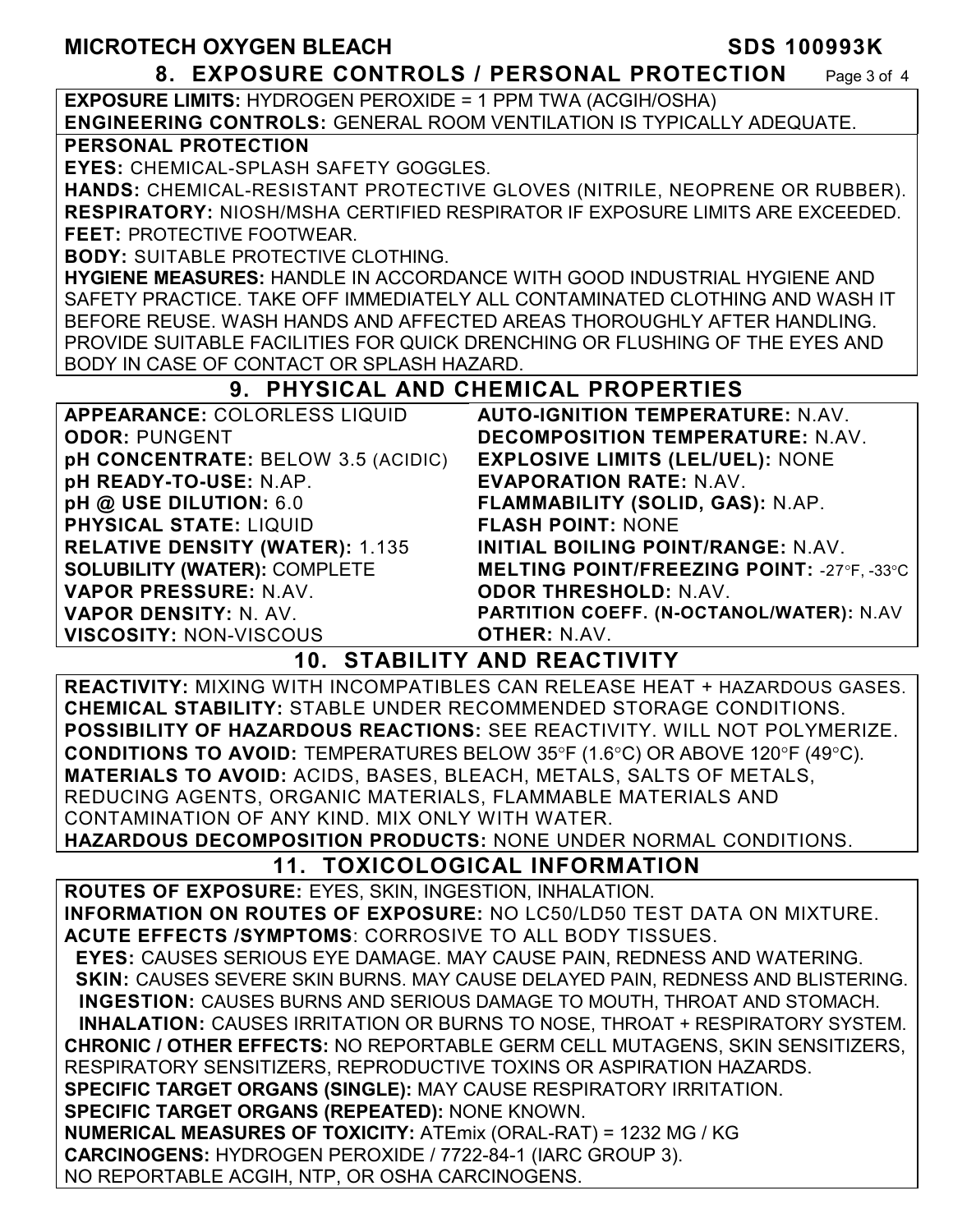## 8. EXPOSURE CONTROLS / PERSONAL PROTECTION

**EXPOSURE LIMITS:** HYDROGEN PEROXIDE = 1 PPM TWA (ACGIH/OSHA)
**ENGINEERING CONTROLS:** GENERAL ROOM VENTILATION IS TYPICALLY ADEQUATE.

**PERSONAL PROTECTION**
**EYES:** CHEMICAL-SPLASH SAFETY GOGGLES.
**HANDS:** CHEMICAL-RESISTANT PROTECTIVE GLOVES (NITRILE, NEOPRENE OR RUBBER).
**RESPIRATORY:** NIOSH/MSHA CERTIFIED RESPIRATOR IF EXPOSURE LIMITS ARE EXCEEDED.
**FEET:** PROTECTIVE FOOTWEAR.
**BODY:** SUITABLE PROTECTIVE CLOTHING.
**HYGIENE MEASURES:** HANDLE IN ACCORDANCE WITH GOOD INDUSTRIAL HYGIENE AND SAFETY PRACTICE. TAKE OFF IMMEDIATELY ALL CONTAMINATED CLOTHING AND WASH IT BEFORE REUSE. WASH HANDS AND AFFECTED AREAS THOROUGHLY AFTER HANDLING. PROVIDE SUITABLE FACILITIES FOR QUICK DRENCHING OR FLUSHING OF THE EYES AND BODY IN CASE OF CONTACT OR SPLASH HAZARD.

## 9. PHYSICAL AND CHEMICAL PROPERTIES

**APPEARANCE:** COLORLESS LIQUID
**ODOR:** PUNGENT
**pH CONCENTRATE:** BELOW 3.5 (ACIDIC)
**pH READY-TO-USE:** N.AP.
**pH @ USE DILUTION:** 6.0
**PHYSICAL STATE:** LIQUID
**RELATIVE DENSITY (WATER):** 1.135
**SOLUBILITY (WATER):** COMPLETE
**VAPOR PRESSURE:** N.AV.
**VAPOR DENSITY:** N. AV.
**VISCOSITY:** NON-VISCOUS
**AUTO-IGNITION TEMPERATURE:** N.AV.
**DECOMPOSITION TEMPERATURE:** N.AV.
**EXPLOSIVE LIMITS (LEL/UEL):** NONE
**EVAPORATION RATE:** N.AV.
**FLAMMABILITY (SOLID, GAS):** N.AP.
**FLASH POINT:** NONE
**INITIAL BOILING POINT/RANGE:** N.AV.
**MELTING POINT/FREEZING POINT:** -27°F, -33°C
**ODOR THRESHOLD:** N.AV.
**PARTITION COEFF. (N-OCTANOL/WATER):** N.AV
**OTHER:** N.AV.

## 10. STABILITY AND REACTIVITY

**REACTIVITY:** MIXING WITH INCOMPATIBLES CAN RELEASE HEAT + HAZARDOUS GASES.
**CHEMICAL STABILITY:** STABLE UNDER RECOMMENDED STORAGE CONDITIONS.
**POSSIBILITY OF HAZARDOUS REACTIONS:** SEE REACTIVITY. WILL NOT POLYMERIZE.
**CONDITIONS TO AVOID:** TEMPERATURES BELOW 35°F (1.6°C) OR ABOVE 120°F (49°C).
**MATERIALS TO AVOID:** ACIDS, BASES, BLEACH, METALS, SALTS OF METALS, REDUCING AGENTS, ORGANIC MATERIALS, FLAMMABLE MATERIALS AND CONTAMINATION OF ANY KIND. MIX ONLY WITH WATER.
**HAZARDOUS DECOMPOSITION PRODUCTS:** NONE UNDER NORMAL CONDITIONS.

## 11. TOXICOLOGICAL INFORMATION

**ROUTES OF EXPOSURE:** EYES, SKIN, INGESTION, INHALATION.
**INFORMATION ON ROUTES OF EXPOSURE:** NO LC50/LD50 TEST DATA ON MIXTURE.
**ACUTE EFFECTS /SYMPTOMS**: CORROSIVE TO ALL BODY TISSUES.
**EYES:** CAUSES SERIOUS EYE DAMAGE. MAY CAUSE PAIN, REDNESS AND WATERING.
**SKIN:** CAUSES SEVERE SKIN BURNS. MAY CAUSE DELAYED PAIN, REDNESS AND BLISTERING.
**INGESTION:** CAUSES BURNS AND SERIOUS DAMAGE TO MOUTH, THROAT AND STOMACH.
**INHALATION:** CAUSES IRRITATION OR BURNS TO NOSE, THROAT + RESPIRATORY SYSTEM.
**CHRONIC / OTHER EFFECTS:** NO REPORTABLE GERM CELL MUTAGENS, SKIN SENSITIZERS, RESPIRATORY SENSITIZERS, REPRODUCTIVE TOXINS OR ASPIRATION HAZARDS.
**SPECIFIC TARGET ORGANS (SINGLE):** MAY CAUSE RESPIRATORY IRRITATION.
**SPECIFIC TARGET ORGANS (REPEATED):** NONE KNOWN.
**NUMERICAL MEASURES OF TOXICITY:** ATEmix (ORAL-RAT) = 1232 MG / KG
**CARCINOGENS:** HYDROGEN PEROXIDE / 7722-84-1 (IARC GROUP 3).
NO REPORTABLE ACGIH, NTP, OR OSHA CARCINOGENS.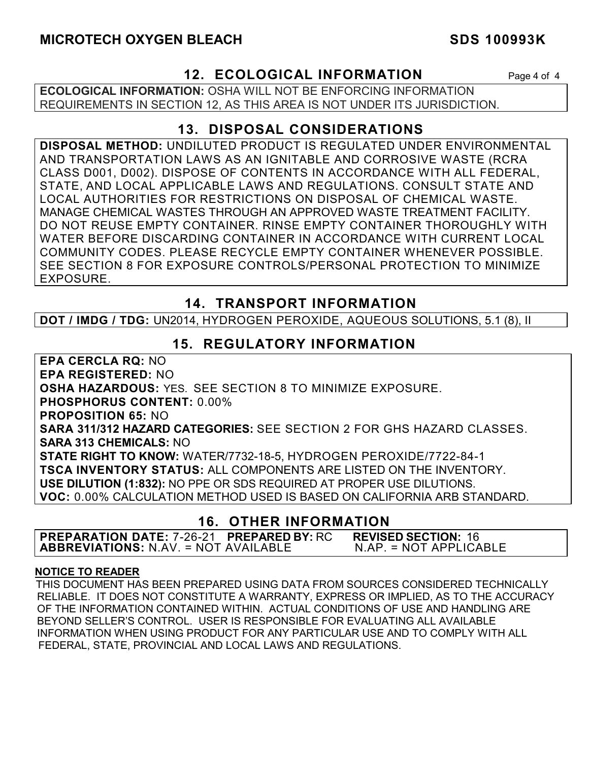## 12. ECOLOGICAL INFORMATION

**ECOLOGICAL INFORMATION:** OSHA WILL NOT BE ENFORCING INFORMATION REQUIREMENTS IN SECTION 12, AS THIS AREA IS NOT UNDER ITS JURISDICTION.

## 13. DISPOSAL CONSIDERATIONS

**DISPOSAL METHOD:** UNDILUTED PRODUCT IS REGULATED UNDER ENVIRONMENTAL AND TRANSPORTATION LAWS AS AN IGNITABLE AND CORROSIVE WASTE (RCRA CLASS D001, D002). DISPOSE OF CONTENTS IN ACCORDANCE WITH ALL FEDERAL, STATE, AND LOCAL APPLICABLE LAWS AND REGULATIONS. CONSULT STATE AND LOCAL AUTHORITIES FOR RESTRICTIONS ON DISPOSAL OF CHEMICAL WASTE. MANAGE CHEMICAL WASTES THROUGH AN APPROVED WASTE TREATMENT FACILITY. DO NOT REUSE EMPTY CONTAINER. RINSE EMPTY CONTAINER THOROUGHLY WITH WATER BEFORE DISCARDING CONTAINER IN ACCORDANCE WITH CURRENT LOCAL COMMUNITY CODES. PLEASE RECYCLE EMPTY CONTAINER WHENEVER POSSIBLE. SEE SECTION 8 FOR EXPOSURE CONTROLS/PERSONAL PROTECTION TO MINIMIZE EXPOSURE.

## 14. TRANSPORT INFORMATION

**DOT / IMDG / TDG:** UN2014, HYDROGEN PEROXIDE, AQUEOUS SOLUTIONS, 5.1 (8), II

## 15. REGULATORY INFORMATION

**EPA CERCLA RQ:** NO
**EPA REGISTERED:** NO
**OSHA HAZARDOUS:** YES. SEE SECTION 8 TO MINIMIZE EXPOSURE.
**PHOSPHORUS CONTENT:** 0.00%
**PROPOSITION 65:** NO
**SARA 311/312 HAZARD CATEGORIES:** SEE SECTION 2 FOR GHS HAZARD CLASSES.
**SARA 313 CHEMICALS:** NO
**STATE RIGHT TO KNOW:** WATER/7732-18-5, HYDROGEN PEROXIDE/7722-84-1
**TSCA INVENTORY STATUS:** ALL COMPONENTS ARE LISTED ON THE INVENTORY.
**USE DILUTION (1:832):** NO PPE OR SDS REQUIRED AT PROPER USE DILUTIONS.
**VOC:** 0.00% CALCULATION METHOD USED IS BASED ON CALIFORNIA ARB STANDARD.

## 16. OTHER INFORMATION

**PREPARATION DATE:** 7-26-21 **PREPARED BY:** RC **REVISED SECTION:** 16
**ABBREVIATIONS:** N.AV. = NOT AVAILABLE N.AP. = NOT APPLICABLE

**NOTICE TO READER**

THIS DOCUMENT HAS BEEN PREPARED USING DATA FROM SOURCES CONSIDERED TECHNICALLY RELIABLE. IT DOES NOT CONSTITUTE A WARRANTY, EXPRESS OR IMPLIED, AS TO THE ACCURACY OF THE INFORMATION CONTAINED WITHIN. ACTUAL CONDITIONS OF USE AND HANDLING ARE BEYOND SELLER'S CONTROL. USER IS RESPONSIBLE FOR EVALUATING ALL AVAILABLE INFORMATION WHEN USING PRODUCT FOR ANY PARTICULAR USE AND TO COMPLY WITH ALL FEDERAL, STATE, PROVINCIAL AND LOCAL LAWS AND REGULATIONS.